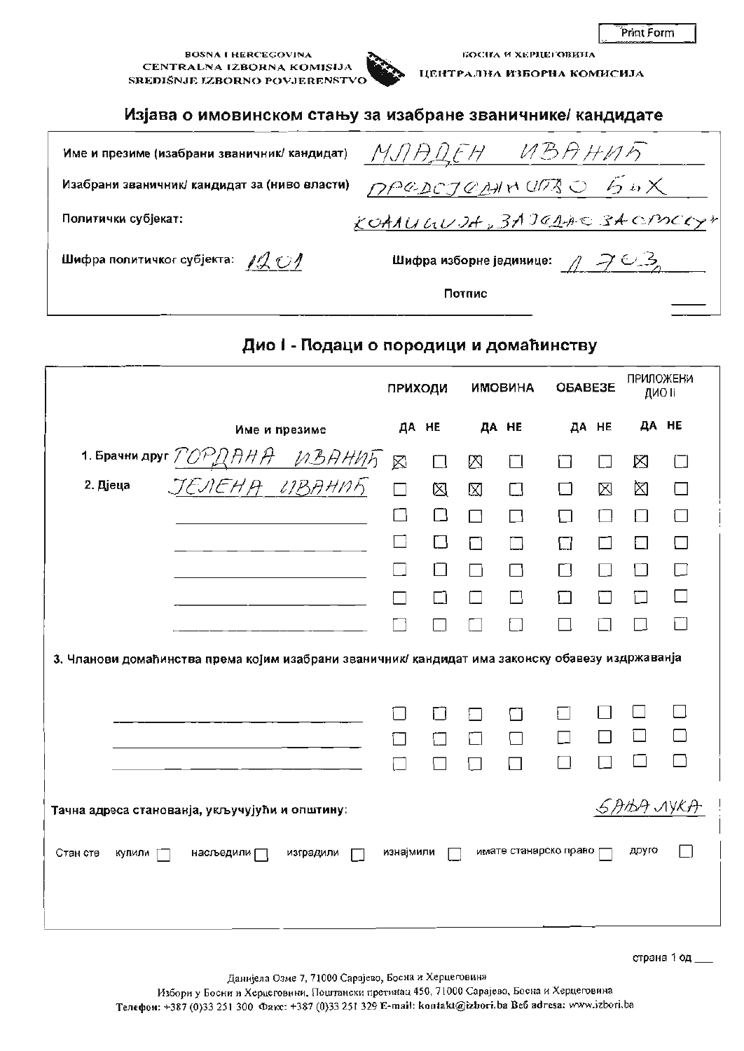Print Form

BOSNA I HERCEGOVINA
CENTRALNA IZBORNA KOMISIJA
SREDIŠNJE IZBORNO POVJERENSTVO

БОСНА И ХЕРЦЕГОВИНА
ЦЕНТРАЛНА ИЗБОРНА КОМИСИЈА

## Изјава о имовинском стању за изабране званичнике/ кандидате

Име и презиме (изабрани званичник/ кандидат) МЛАДЕН ИВАНИЋ

Изабрани званичник/ кандидат за (ниво власти) ПРЕДСЈЕДНИШТВО БиХ

Политички субјекат: КОАЛИЦИЈА „ЗАЈЕДНО ЗА СРПСКУ"

Шифра политичког субјекта: 1201

Шифра изборне јединице: 1 703

Потпис

## Дио I - Подаци о породици и домаћинству

| | Име и презиме | ПРИХОДИ ДА | ПРИХОДИ НЕ | ИМОВИНА ДА | ИМОВИНА НЕ | ОБАВЕЗЕ ДА | ОБАВЕЗЕ НЕ | ПРИЛОЖЕНИ ДИО II ДА | ПРИЛОЖЕНИ ДИО II НЕ |
|---|---|---|---|---|---|---|---|---|---|
| 1. Брачни друг | ГОРДАНА ИВАНИЋ | ☒ | ☐ | ☒ | ☐ | ☐ | ☐ | ☒ | ☐ |
| 2. Дјеца | ЈЕЛЕНА ИВАНИЋ | ☐ | ☒ | ☒ | ☐ | ☐ | ☒ | ☒ | ☐ |
| | | ☐ | ☐ | ☐ | ☐ | ☐ | ☐ | ☐ | ☐ |
| | | ☐ | ☐ | ☐ | ☐ | ☐ | ☐ | ☐ | ☐ |
| | | ☐ | ☐ | ☐ | ☐ | ☐ | ☐ | ☐ | ☐ |
| | | ☐ | ☐ | ☐ | ☐ | ☐ | ☐ | ☐ | ☐ |
| | | ☐ | ☐ | ☐ | ☐ | ☐ | ☐ | ☐ | ☐ |

3. Чланови домаћинства према којим изабрани званичник/ кандидат има законску обавезу издржавања

| Име и презиме | ПРИХОДИ ДА | ПРИХОДИ НЕ | ИМОВИНА ДА | ИМОВИНА НЕ | ОБАВЕЗЕ ДА | ОБАВЕЗЕ НЕ | ПРИЛОЖЕНИ ДИО II ДА | ПРИЛОЖЕНИ ДИО II НЕ |
|---|---|---|---|---|---|---|---|---|
| | ☐ | ☐ | ☐ | ☐ | ☐ | ☐ | ☐ | ☐ |
| | ☐ | ☐ | ☐ | ☐ | ☐ | ☐ | ☐ | ☐ |
| | ☐ | ☐ | ☐ | ☐ | ☐ | ☐ | ☐ | ☐ |

Тачна адреса становања, укључујући и општину: БАЊА ЛУКА

Стан сте купили ☐ насљедили ☐ изградили ☐ изнајмили ☐ имате станарско право ☐ друго ☐

Данијела Озме 7, 71000 Сарајево, Босна и Херцеговина
Избори у Босни и Херцеговини, Поштански претинац 450, 71000 Сарајево, Босна и Херцеговина
Телефон: +387 (0)33 251 300 Факс: +387 (0)33 251 329 E-mail: kontakt@izbori.ba Веб адреса: www.izbori.ba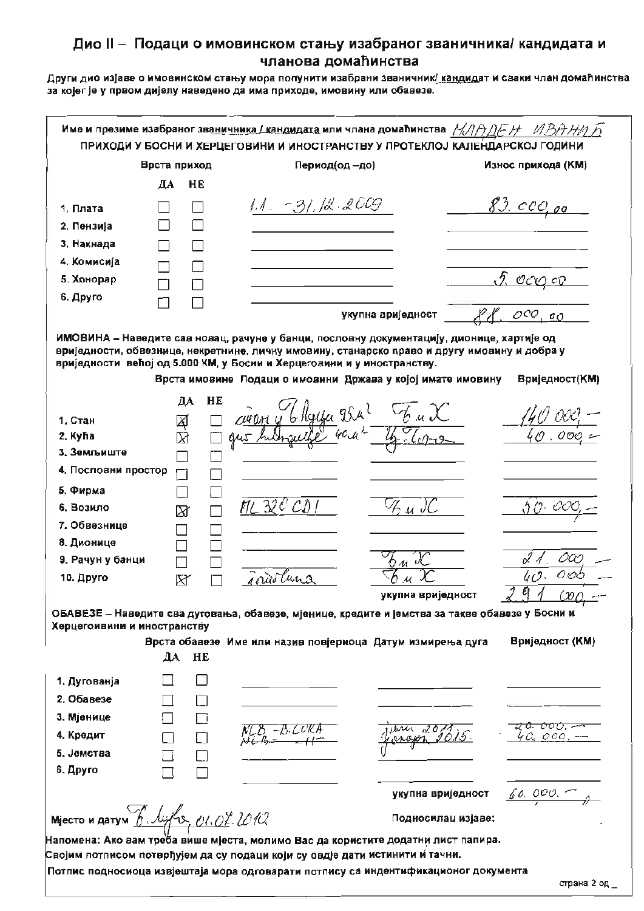## Дио II – Подаци о имовинском стању изабраног званичника/ кандидата и чланова домаћинства

**Други дио изјаве о имовинском стању мора попунити изабрани званичник/ кандидат и сваки члан домаћинства за којег је у првом дијелу наведено да има приходе, имовину или обавезе.**

Име и презиме изабраног званичника / кандидата или члана домаћинства: МЛАДЕН ИВАНИЋ

**ПРИХОДИ У БОСНИ И ХЕРЦЕГОВИНИ И ИНОСТРАНСТВУ У ПРОТЕКЛОЈ КАЛЕНДАРСКОЈ ГОДИНИ**

| Врста приход | ДА | НЕ | Период(од –до) | Износ прихода (КМ) |
|---|---|---|---|---|
| 1. Плата | ☐ | ☐ | 1.1. - 31.12.2009 | 83.000,00 |
| 2. Пензија | ☐ | ☐ | | |
| 3. Накнада | ☐ | ☐ | | |
| 4. Комисија | ☐ | ☐ | | |
| 5. Хонорар | ☐ | ☐ | | 5.000,00 |
| 6. Друго | ☐ | ☐ | | |
| | | | укупна вриједност | 88.000,00 |

**ИМОВИНА – Наведите сав новац, рачуне у банци, пословну документацију, дионице, хартије од вриједности, обвезнице, некретнине, личну имовину, станарско право и другу имовину и добра у вриједности већој од 5.000 КМ, у Босни и Херцеговини и у иностранству.**

| Врста имовине | ДА | НЕ | Подаци о имовини | Држава у којој имате имовину | Вриједност(КМ) |
|---|---|---|---|---|---|
| 1. Стан | ☒ | ☐ | стан у Б.Луци 95м² | БиХ | 140.000,- |
| 2. Кућа | ☒ | ☐ | дио викендице 40м² | Ц.Гора | 40.000,- |
| 3. Земљиште | ☐ | ☐ | | | |
| 4. Пословни простор | ☐ | ☐ | | | |
| 5. Фирма | ☐ | ☐ | | | |
| 6. Возило | ☒ | ☐ | ML 320 CDI | БиХ | 50.000,- |
| 7. Обвезнице | ☐ | ☐ | | | |
| 8. Дионице | ☐ | ☐ | | | |
| 9. Рачун у банци | ☐ | ☐ | | БиХ | 21.000,- |
| 10. Друго | ☒ | ☐ | слике | БиХ | 40.000,- |
| | | | | укупна вриједност | 291.000,- |

**ОБАВЕЗЕ – Наведите сва дуговања, обавезе, мјенице, кредите и јемства за такве обавезе у Босни и Херцеговини и иностранству**

| Врста обавезе | ДА | НЕ | Име или назив повјериоца | Датум измирења дуга | Вриједност (КМ) |
|---|---|---|---|---|---|
| 1. Дуговања | ☐ | ☐ | | | |
| 2. Обавезе | ☐ | ☐ | | | |
| 3. Мјенице | ☐ | ☐ | | | |
| 4. Кредит | ☐ | ☐ | NLB - B.LUKA<br>NLB - -II- | јули 2011<br>јануар 2015. | 20.000,-<br>40.000,- |
| 5. Јемства | ☐ | ☐ | | | |
| 6. Друго | ☐ | ☐ | | | |
| | | | | укупна вриједност | 60.000,- |

Мјесто и датум: Б.Лука, 01.07.2010.

Подносилац изјаве:

Напомена: Ако вам треба више мјеста, молимо Вас да користите додатни лист папира.

Својим потписом потврђујем да су подаци који су овдје дати истинити и тачни.

Потпис подносиоца извјештаја мора одговарати потпису са индентификационог документа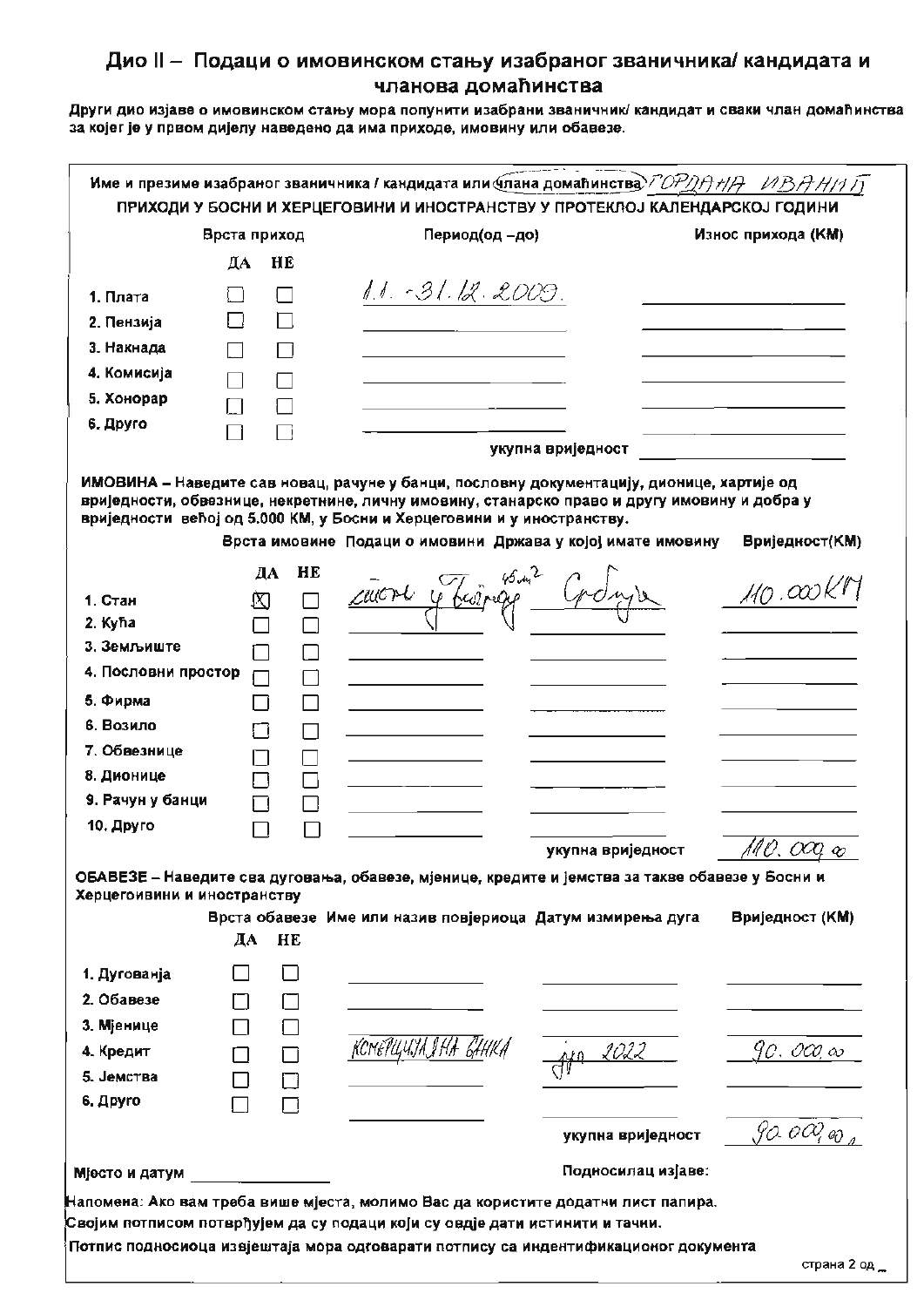## Дио II – Подаци о имовинском стању изабраног званичника/ кандидата и чланова домаћинства

**Други дио изјаве о имовинском стању мора попунити изабрани званичник/ кандидат и сваки члан домаћинства за којег је у првом дијелу наведено да има приходе, имовину или обавезе.**

**Име и презиме изабраног званичника / кандидата или члана домаћинства** ГОРДАНА ИВАНИЋ

**ПРИХОДИ У БОСНИ И ХЕРЦЕГОВИНИ И ИНОСТРАНСТВУ У ПРОТЕКЛОЈ КАЛЕНДАРСКОЈ ГОДИНИ**

| Врста приход | ДА | НЕ | Период(од –до) | Износ прихода (КМ) |
|---|---|---|---|---|
| 1. Плата | ☐ | ☐ | 1.1. - 31.12.2009. | |
| 2. Пензија | ☐ | ☐ | | |
| 3. Накнада | ☐ | ☐ | | |
| 4. Комисија | ☐ | ☐ | | |
| 5. Хонорар | ☐ | ☐ | | |
| 6. Друго | ☐ | ☐ | | |
| | | | укупна вриједност | |

**ИМОВИНА – Наведите сав новац, рачуне у банци, пословну документацију, дионице, хартије од вриједности, обвезнице, некретнине, личну имовину, станарско право и другу имовину и добра у вриједности већој од 5.000 КМ, у Босни и Херцеговини и у иностранству.**

| Врста имовине | ДА | НЕ | Подаци о имовини | Држава у којој имате имовину | Вриједност(КМ) |
|---|---|---|---|---|---|
| 1. Стан | ☒ | ☐ | стан у Београду 45m² | Србија | 110.000 КМ |
| 2. Кућа | ☐ | ☐ | | | |
| 3. Земљиште | ☐ | ☐ | | | |
| 4. Пословни простор | ☐ | ☐ | | | |
| 5. Фирма | ☐ | ☐ | | | |
| 6. Возило | ☐ | ☐ | | | |
| 7. Обвезнице | ☐ | ☐ | | | |
| 8. Дионице | ☐ | ☐ | | | |
| 9. Рачун у банци | ☐ | ☐ | | | |
| 10. Друго | ☐ | ☐ | | | |
| | | | | укупна вриједност | 110.000,00 |

**ОБАВЕЗЕ – Наведите сва дуговања, обавезе, мјенице, кредите и јемства за такве обавезе у Босни и Херцегоивини и иностранству**

| Врста обавезе | ДА | НЕ | Име или назив повјериоца | Датум измирења дуга | Вриједност (КМ) |
|---|---|---|---|---|---|
| 1. Дуговања | ☐ | ☐ | | | |
| 2. Обавезе | ☐ | ☐ | | | |
| 3. Мјенице | ☐ | ☐ | | | |
| 4. Кредит | ☐ | ☐ | КОМЕРЦИЈАЛНА БАНКА | јун 2022 | 90.000,00 |
| 5. Јемства | ☐ | ☐ | | | |
| 6. Друго | ☐ | ☐ | | | |
| | | | | укупна вриједност | 90.000,00 |

Мјесто и датум ____________________ Подносилац изјаве:

Напомена: Ако вам треба више мјеста, молимо Вас да користите додатни лист папира.
Својим потписом потврђујем да су подаци који су овдје дати истинити и тачни.
Потпис подносиоца извјештаја мора одговарати потпису са индентификационог документа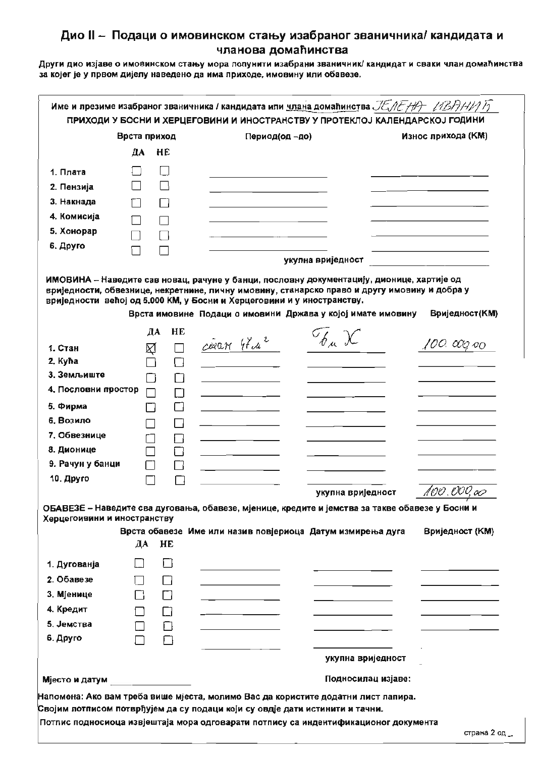## Дио II – Подаци о имовинском стању изабраног званичника/ кандидата и чланова домаћинства

Други дио изјаве о имовинском стању мора попунити изабрани званичник/ кандидат и сваки члан домаћинства за којег је у првом дијелу наведено да има приходе, имовину или обавезе.

Име и презиме изабраног званичника / кандидата или члана домаћинства ЈЕЛЕНА ИВАНИЋ

**ПРИХОДИ У БОСНИ И ХЕРЦЕГОВИНИ И ИНОСТРАНСТВУ У ПРОТЕКЛОЈ КАЛЕНДАРСКОЈ ГОДИНИ**

| Врста приход | ДА | НЕ | Период(од –до) | Износ прихода (КМ) |
|---|---|---|---|---|
| 1. Плата | ☐ | ☐ | | |
| 2. Пензија | ☐ | ☐ | | |
| 3. Накнада | ☐ | ☐ | | |
| 4. Комисија | ☐ | ☐ | | |
| 5. Хонорар | ☐ | ☐ | | |
| 6. Друго | ☐ | ☐ | | |
| | | | укупна вриједност | |

**ИМОВИНА** – Наведите сав новац, рачуне у банци, пословну документацију, дионице, хартије од вриједности, обвезнице, некретнине, личну имовину, станарско право и другу имовину и добра у вриједности већој од 5.000 КМ, у Босни и Херцеговини и у иностранству.

| Врста имовине | ДА | НЕ | Подаци о имовини | Држава у којој имате имовину | Вриједност(КМ) |
|---|---|---|---|---|---|
| 1. Стан | ☒ | ☐ | стан 47 $m^2$ | БиХ | 100.000,00 |
| 2. Кућа | ☐ | ☐ | | | |
| 3. Земљиште | ☐ | ☐ | | | |
| 4. Пословни простор | ☐ | ☐ | | | |
| 5. Фирма | ☐ | ☐ | | | |
| 6. Возило | ☐ | ☐ | | | |
| 7. Обвезнице | ☐ | ☐ | | | |
| 8. Дионице | ☐ | ☐ | | | |
| 9. Рачун у банци | ☐ | ☐ | | | |
| 10. Друго | ☐ | ☐ | | | |
| | | | | укупна вриједност | 100.000,00 |

**ОБАВЕЗЕ** – Наведите сва дуговања, обавезе, мјенице, кредите и јемства за такве обавезе у Босни и Херцеговини и иностранству

| Врста обавезе | ДА | НЕ | Име или назив повјериоца | Датум измирења дуга | Вриједност (КМ) |
|---|---|---|---|---|---|
| 1. Дуговања | ☐ | ☐ | | | |
| 2. Обавезе | ☐ | ☐ | | | |
| 3. Мјенице | ☐ | ☐ | | | |
| 4. Кредит | ☐ | ☐ | | | |
| 5. Јемства | ☐ | ☐ | | | |
| 6. Друго | ☐ | ☐ | | | |
| | | | | укупна вриједност | |

Мјесто и датум ______________ Подносилац изјаве:

Напомена: Ако вам треба више мјеста, молимо Вас да користите додатни лист папира.
Својим потписом потврђујем да су подаци који су овдје дати истинити и тачни.

Потпис подносиоца извјештаја мора одговарати потпису са индентификационог документа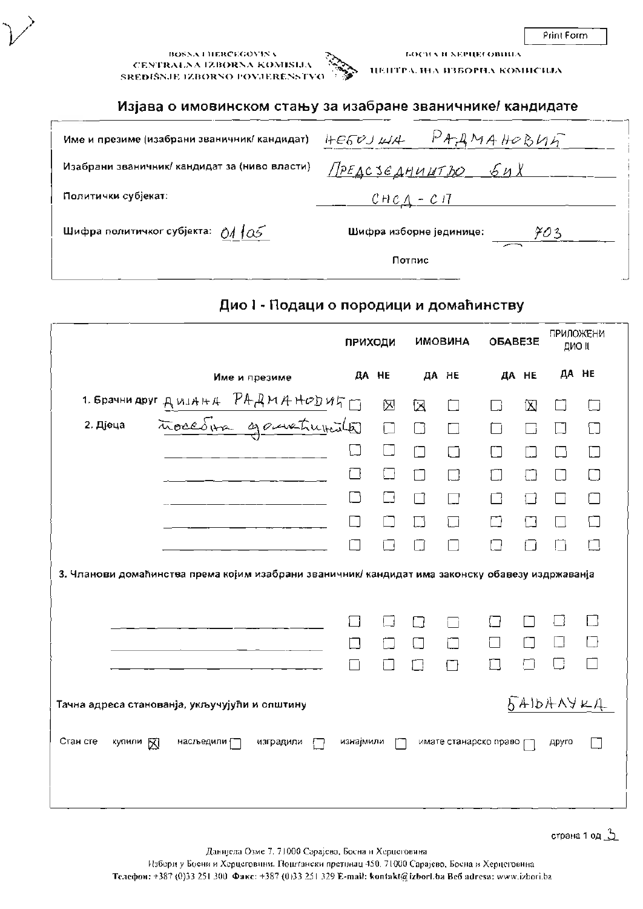Print Form

BOSNA I HERCEGOVINA
CENTRALNA IZBORNA KOMISIJA
SREDIŠNJE IZBORNO POVJERENSTVO

БОСНА И ХЕРЦЕГОВИНА
ЦЕНТРАЛНА ИЗБОРНА КОМИСИЈА

## Изјава о имовинском стању за изабране званичнике/ кандидате

Име и презиме (изабрани званичник/ кандидат): НЕБОЈША РАДМАНОВИЋ

Изабрани званичник/ кандидат за (ниво власти): ПРЕДСЈЕДНИШТВО БиХ

Политички субјекат: СНСД - СП

Шифра политичког субјекта: 01/05

Шифра изборне јединице: 703

Потпис

## Дио I - Подаци о породици и домаћинству

| | Име и презиме | ПРИХОДИ ДА | ПРИХОДИ НЕ | ИМОВИНА ДА | ИМОВИНА НЕ | ОБАВЕЗЕ ДА | ОБАВЕЗЕ НЕ | ПРИЛОЖЕНИ ДИО II ДА | ПРИЛОЖЕНИ ДИО II НЕ |
|---|---|---|---|---|---|---|---|---|---|
| 1. Брачни друг | ДИЈАНА РАДМАНОВИЋ | ☐ | ☒ | ☒ | ☐ | ☐ | ☒ | ☐ | ☐ |
| 2. Дјеца | посебна домаћинства | ☐ | ☐ | ☐ | ☐ | ☐ | ☐ | ☐ | ☐ |
| | | ☐ | ☐ | ☐ | ☐ | ☐ | ☐ | ☐ | ☐ |
| | | ☐ | ☐ | ☐ | ☐ | ☐ | ☐ | ☐ | ☐ |
| | | ☐ | ☐ | ☐ | ☐ | ☐ | ☐ | ☐ | ☐ |
| | | ☐ | ☐ | ☐ | ☐ | ☐ | ☐ | ☐ | ☐ |
| | | ☐ | ☐ | ☐ | ☐ | ☐ | ☐ | ☐ | ☐ |

3. Чланови домаћинства према којим изабрани званичник/ кандидат има законску обавезу издржавања

| Име и презиме | ПРИХОДИ ДА | ПРИХОДИ НЕ | ИМОВИНА ДА | ИМОВИНА НЕ | ОБАВЕЗЕ ДА | ОБАВЕЗЕ НЕ | ПРИЛОЖЕНИ ДИО II ДА | ПРИЛОЖЕНИ ДИО II НЕ |
|---|---|---|---|---|---|---|---|---|
| | ☐ | ☐ | ☐ | ☐ | ☐ | ☐ | ☐ | ☐ |
| | ☐ | ☐ | ☐ | ☐ | ☐ | ☐ | ☐ | ☐ |
| | ☐ | ☐ | ☐ | ☐ | ☐ | ☐ | ☐ | ☐ |

Тачна адреса становања, укључујући и општину: БАЊАЛУКА

Стан сте: купили ☒ наслиједили ☐ изградили ☐ изнајмили ☐ имате станарско право ☐ друго ☐

Данијела Озме 7, 71000 Сарајево, Босна и Херцеговина
Избори у Босни и Херцеговини, Поштански претинац 450, 71000 Сарајево, Босна и Херцеговина
Телефон: +387 (0)33 251 300 Факс: +387 (0)33 251 329 E-mail: kontakt@izbori.ba Веб адреса: www.izbori.ba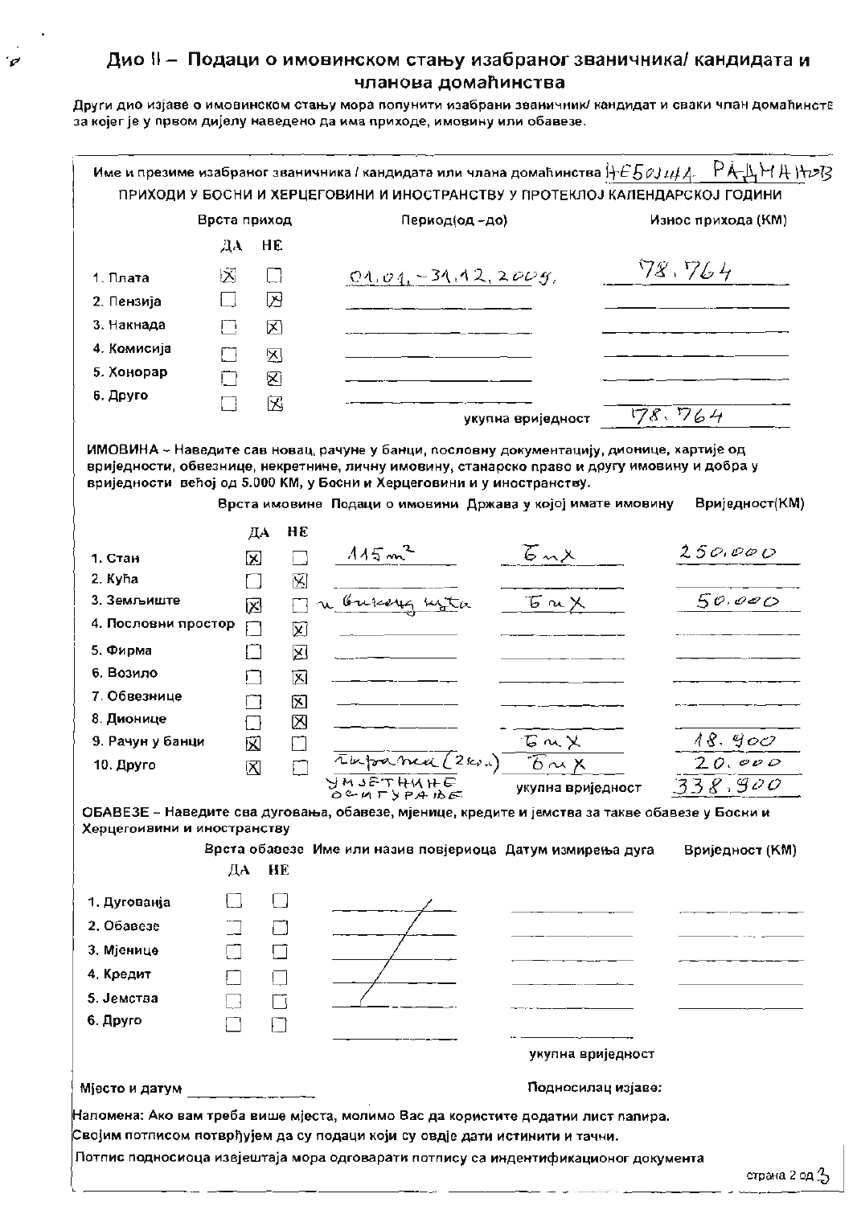## Дио II – Подаци о имовинском стању изабраног званичника/ кандидата и чланова домаћинства

Други дио изјаве о имовинском стању мора попунити изабрани званичник/ кандидат и сваки члан домаћинства за којег је у првом дијелу наведено да има приходе, имовину или обавезе.

Име и презиме изабраног званичника / кандидата или члана домаћинства НЕБОЈША РАДМАНОВ

**ПРИХОДИ У БОСНИ И ХЕРЦЕГОВИНИ И ИНОСТРАНСТВУ У ПРОТЕКЛОЈ КАЛЕНДАРСКОЈ ГОДИНИ**

| Врста приход | ДА | НЕ | Период(од -до) | Износ прихода (КМ) |
|---|---|---|---|---|
| 1. Плата | [X] | [ ] | 01.01.-31.12.2009. | 78.764 |
| 2. Пензија | [ ] | [X] | | |
| 3. Накнада | [ ] | [X] | | |
| 4. Комисија | [ ] | [X] | | |
| 5. Хонорар | [ ] | [X] | | |
| 6. Друго | [ ] | [X] | | |
| | | | укупна вриједност | 78.764 |

ИМОВИНА – Наведите сав новац, рачуне у банци, пословну документацију, дионице, хартије од вриједности, обвезнице, некретнине, личну имовину, станарско право и другу имовину и добра у вриједности већој од 5.000 КМ, у Босни и Херцеговини и у иностранству.

| Врста имовине | ДА | НЕ | Подаци о имовини | Држава у којој имате имовину | Вриједност(КМ) |
|---|---|---|---|---|---|
| 1. Стан | [X] | [ ] | 115 m² | БиХ | 250.000 |
| 2. Кућа | [ ] | [X] | | | |
| 3. Земљиште | [X] | [ ] | и викенд кућа | БиХ | 50.000 |
| 4. Пословни простор | [ ] | [X] | | | |
| 5. Фирма | [ ] | [X] | | | |
| 6. Возило | [ ] | [X] | | | |
| 7. Обвезнице | [ ] | [X] | | | |
| 8. Дионице | [ ] | [X] | | | |
| 9. Рачун у банци | [X] | [ ] | | БиХ | 18.900 |
| 10. Друго | [X] | [ ] | Слике (2ком) УМЈЕТНИНЕ ОСИГУРАЊЕ | БиХ | 20.000 |
| | | | | укупна вриједност | 338.900 |

ОБАВЕЗЕ – Наведите сва дуговања, обавезе, мјенице, кредите и јемства за такве обавезе у Босни и Херцеговини и иностранству

| Врста обавезе | ДА | НЕ | Име или назив повјериоца | Датум измирења дуга | Вриједност (КМ) |
|---|---|---|---|---|---|
| 1. Дуговања | [ ] | [ ] | / | | |
| 2. Обавезе | [ ] | [ ] | / | | |
| 3. Мјенице | [ ] | [ ] | / | | |
| 4. Кредит | [ ] | [ ] | / | | |
| 5. Јемства | [ ] | [ ] | / | | |
| 6. Друго | [ ] | [ ] | | | |
| | | | | укупна вриједност | |

Мјесто и датум ______________ Подносилац изјаве:

Напомена: Ако вам треба више мјеста, молимо Вас да користите додатни лист папира.
Својим потписом потврђујем да су подаци који су овдје дати истинити и тачни.
Потпис подносиоца извјештаја мора одговарати потпису са индентификационог документа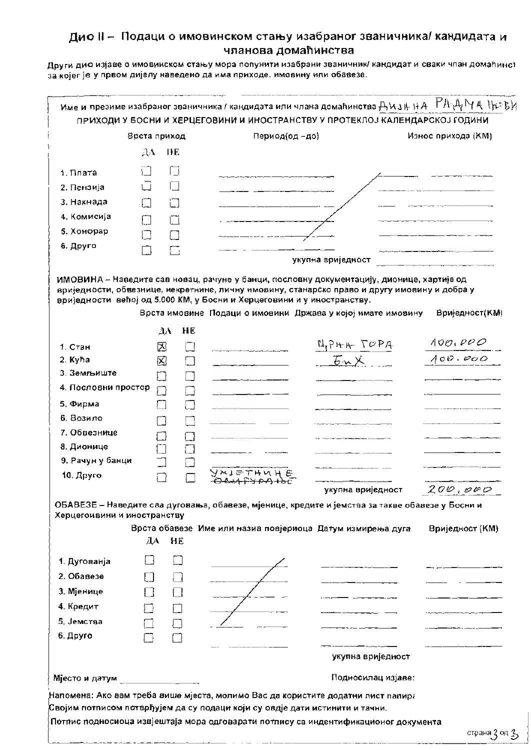## Дио II – Подаци о имовинском стању изабраног званичника/ кандидата и чланова домаћинства

Други дио изјаве о имовинском стању мора попунити изабрани званичник/ кандидат и сваки члан домаћинст за којег је у првом дијелу наведено да има приходе, имовину или обавезе.

Име и презиме изабраног званичника / кандидата или члана домаћинства ДИЈАНА РАДМАНОВИ

**ПРИХОДИ У БОСНИ И ХЕРЦЕГОВИНИ И ИНОСТРАНСТВУ У ПРОТЕКЛОЈ КАЛЕНДАРСКОЈ ГОДИНИ**

| Врста приход | ДА | НЕ | Период(од -до) | Износ прихода (КМ) |
|---|---|---|---|---|
| 1. Плата | ☐ | ☐ | | |
| 2. Пензија | ☐ | ☐ | | |
| 3. Накнада | ☐ | ☐ | | |
| 4. Комисија | ☐ | ☐ | | |
| 5. Хонорар | ☐ | ☐ | | |
| 6. Друго | ☐ | ☐ | | |
| | | | укупна вриједност | |

**ИМОВИНА** – Наведите сав новац, рачуне у банци, пословну документацију, дионице, хартије од вриједности, обвезнице, некретнине, личну имовину, станарско право и другу имовину и добра у вриједности већој од 5.000 КМ, у Босни и Херцеговини и у иностранству.

| Врста имовине | ДА | НЕ | Подаци о имовини | Држава у којој имате имовину | Вриједност(КМ) |
|---|---|---|---|---|---|
| 1. Стан | ☒ | ☐ | | ЦРНА ГОРА | 100.000 |
| 2. Кућа | ☒ | ☐ | | БиХ | 100.000 |
| 3. Земљиште | ☐ | ☐ | | | |
| 4. Пословни простор | ☐ | ☐ | | | |
| 5. Фирма | ☐ | ☐ | | | |
| 6. Возило | ☐ | ☐ | | | |
| 7. Обвезнице | ☐ | ☐ | | | |
| 8. Дионице | ☐ | ☐ | | | |
| 9. Рачун у банци | ☐ | ☐ | | | |
| 10. Друго | ☐ | ☐ | УМЈЕТНИНЕ ~~ОСИГУРАЊЕ~~ | | |
| | | | | укупна вриједност | 200.000 |

**ОБАВЕЗЕ** – Наведите сва дуговања, обавезе, мјенице, кредите и јемства за такве обавезе у Босни и Херцеговини и иностранству

| Врста обавезе | ДА | НЕ | Име или назив повјериоца | Датум измирења дуга | Вриједност (КМ) |
|---|---|---|---|---|---|
| 1. Дуговања | ☐ | ☐ | | | |
| 2. Обавезе | ☐ | ☐ | | | |
| 3. Мјенице | ☐ | ☐ | | | |
| 4. Кредит | ☐ | ☐ | | | |
| 5. Јемства | ☐ | ☐ | | | |
| 6. Друго | ☐ | ☐ | | | |
| | | | | укупна вриједност | |

Мјесто и датум ____________ Подносилац изјаве:

Напомена: Ако вам треба више мјеста, молимо Вас да користите додатни лист папира

Својим потписом потврђујем да су подаци који су овдје дати истинити и тачни.

Потпис подносиоца извјештаја мора одговарати потпису са индентификационог документа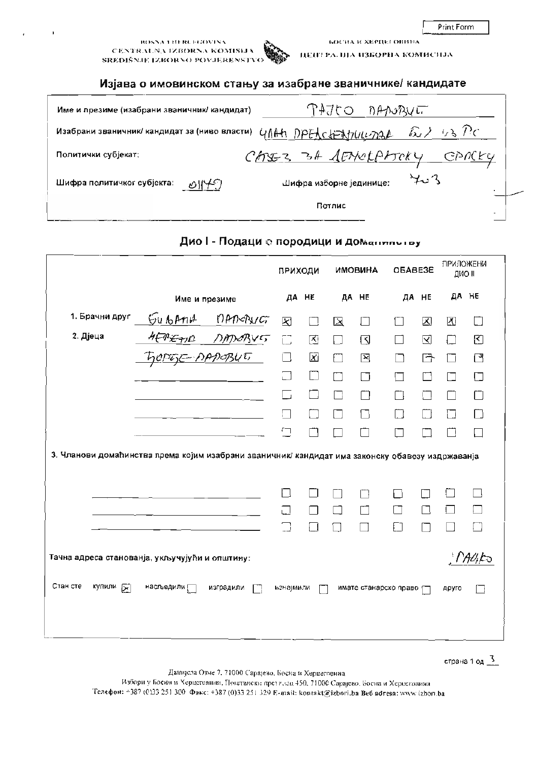Print Form

BOSNA I HERCEGOVINA
CENTRALNA IZBORNA KOMISIJA
SREDIŠNJE IZBORNO POVJERENSTVO

БОСНА И ХЕРЦЕГОВИНА
ЦЕНТРАЛНА ИЗБОРНА КОМИСИЈА

## Изјава о имовинском стању за изабране званичнике/ кандидате

Име и презиме (изабрани званичник/ кандидат): РАЈКО РАДОВИЋ

Изабрани званичник/ кандидат за (ниво власти): ЧЛАН ПРЕДСЈЕДНИШТВА БиХ ИЗ РС

Политички субјекат: САВЕЗ ЗА ДЕМОКРАТСКУ СРПСКУ

Шифра политичког субјекта: 01149

Шифра изборне јединице: 703

Потпис

## Дио I - Подаци о породици и домаћинству

| | Име и презиме | ПРИХОДИ ДА | ПРИХОДИ НЕ | ИМОВИНА ДА | ИМОВИНА НЕ | ОБАВЕЗЕ ДА | ОБАВЕЗЕ НЕ | ПРИЛОЖЕНИ ДИО II ДА | ПРИЛОЖЕНИ ДИО II НЕ |
|---|---|---|---|---|---|---|---|---|---|
| 1. Брачни друг | БИЉАНА РАДОВИЋ | ☒ | ☐ | ☒ | ☐ | ☐ | ☒ | ☒ | ☐ |
| 2. Дјеца | НЕВЕНА РАДОВИЋ | ☐ | ☒ | ☐ | ☒ | ☐ | ☒ | ☐ | ☒ |
| | ЂОРЂЕ РАДОВИЋ | ☐ | ☒ | ☐ | ☒ | ☐ | ☒ | ☐ | ☒ |
| | | ☐ | ☐ | ☐ | ☐ | ☐ | ☐ | ☐ | ☐ |
| | | ☐ | ☐ | ☐ | ☐ | ☐ | ☐ | ☐ | ☐ |
| | | ☐ | ☐ | ☐ | ☐ | ☐ | ☐ | ☐ | ☐ |
| | | ☐ | ☐ | ☐ | ☐ | ☐ | ☐ | ☐ | ☐ |

3. Чланови домаћинства према којим изабрани званичник/ кандидат има законску обавезу издржавања

| Име и презиме | ПРИХОДИ ДА | ПРИХОДИ НЕ | ИМОВИНА ДА | ИМОВИНА НЕ | ОБАВЕЗЕ ДА | ОБАВЕЗЕ НЕ | ПРИЛОЖЕНИ ДИО II ДА | ПРИЛОЖЕНИ ДИО II НЕ |
|---|---|---|---|---|---|---|---|---|
| | ☐ | ☐ | ☐ | ☐ | ☐ | ☐ | ☐ | ☐ |
| | ☐ | ☐ | ☐ | ☐ | ☐ | ☐ | ☐ | ☐ |
| | ☐ | ☐ | ☐ | ☐ | ☐ | ☐ | ☐ | ☐ |

Тачна адреса становања, укључујући и општину: ПАЛЕ

Стан сте: купили ☒ наслиједили ☐ изградили ☐ изнајмили ☐ имате станарско право ☐ друго ☐

Даниjела Озме 7, 71000 Сарајево, Босна и Херцеговина
Избори у Босни и Херцеговини, Поштански претинац 450, 71000 Сарајево, Босна и Херцеговина
Телефон: +387 (0)33 251 300 Факс: +387 (0)33 251 329 E-mail: kontakt@izbori.ba Веб adresa: www.izbori.ba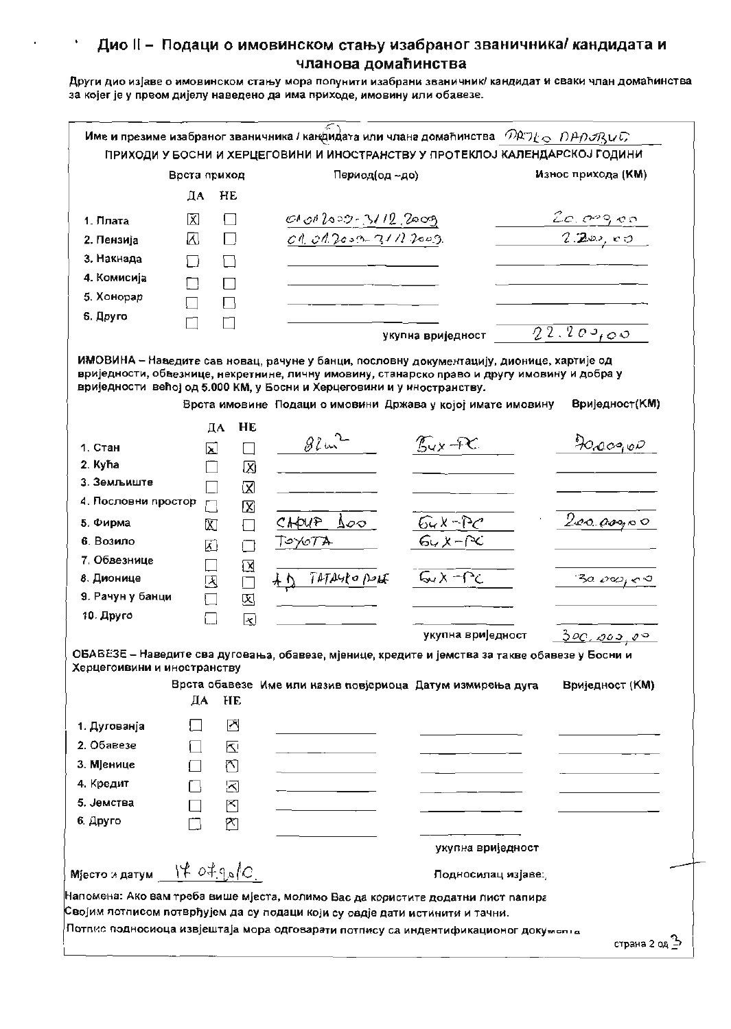# Дио II – Подаци о имовинском стању изабраног званичника/ кандидата и чланова домаћинства

Други дио изјаве о имовинском стању мора попунити изабрани званичник/ кандидат и сваки члан домаћинства за којег је у првом дијелу наведено да има приходе, имовину или обавезе.

Име и презиме изабраног званичника / кандидата или члана домаћинства ДРАГО ДАДОВИЋ

**ПРИХОДИ У БОСНИ И ХЕРЦЕГОВИНИ И ИНОСТРАНСТВУ У ПРОТЕКЛОЈ КАЛЕНДАРСКОЈ ГОДИНИ**

| Врста приход | ДА | НЕ | Период(од –до) | Износ прихода (КМ) |
|---|---|---|---|---|
| 1. Плата | X | | 01.01.2009-31.12.2009 | 20.000,00 |
| 2. Пензија | X | | 01.01.2009-31.12.2009. | 2.200,00 |
| 3. Накнада | | | | |
| 4. Комисија | | | | |
| 5. Хонорар | | | | |
| 6. Друго | | | | |
| | | | укупна вриједност | 22.200,00 |

**ИМОВИНА** – Наведите сав новац, рачуне у банци, пословну документацију, дионице, хартије од вриједности, обвезнице, некретнине, личну имовину, станарско право и другу имовину и добра у вриједности већој од 5.000 КМ, у Босни и Херцеговини и у иностранству.

| Врста имовине | ДА | НЕ | Подаци о имовини | Држава у којој имате имовину | Вриједност(КМ) |
|---|---|---|---|---|---|
| 1. Стан | X | | 82m² | БиХ-РС | 70.000,00 |
| 2. Кућа | | X | | | |
| 3. Земљиште | | X | | | |
| 4. Пословни простор | | X | | | |
| 5. Фирма | X | | САФИР доо | БиХ-РС | 200.000,00 |
| 6. Возило | X | | TOYOTA | БиХ-РС | |
| 7. Обвезнице | | X | | | |
| 8. Дионице | X | | АД ТАТАШКО ПОЉЕ | БиХ-РС | 30.000,00 |
| 9. Рачун у банци | | X | | | |
| 10. Друго | | X | | | |
| | | | | укупна вриједност | 300.000,00 |

**ОБАВЕЗЕ** – Наведите сва дуговања, обавезе, мјенице, кредите и јемства за такве обавезе у Босни и Херцеговини и иностранству

| Врста обавезе | ДА | НЕ | Име или назив повјериоца | Датум измирења дуга | Вриједност (КМ) |
|---|---|---|---|---|---|
| 1. Дуговања | | X | | | |
| 2. Обавезе | | X | | | |
| 3. Мјенице | | X | | | |
| 4. Кредит | | X | | | |
| 5. Јемства | | X | | | |
| 6. Друго | | X | | | |
| | | | | укупна вриједност | |

Мјесто и датум 14.07.2010.

Подносилац изјаве:

Напомена: Ако вам треба више мјеста, молимо Вас да користите додатни лист папира

Својим потписом потврђујем да су подаци који су овдје дати истинити и тачни.

Потпис подносиоца извјештаја мора одговарати потпису са индентификационог документа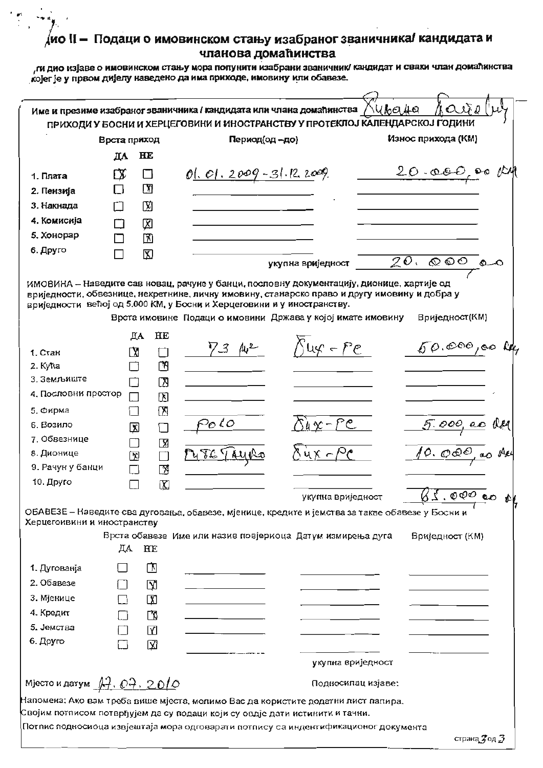# Дио II – Подаци о имовинском стању изабраног званичника/ кандидата и чланова домаћинства

Ови дио изјаве о имовинском стању мора попунити изабрани званичник/ кандидат и сваки члан домаћинства који је у првом дијелу наведено да има приходе, имовину или обавезе.

Име и презиме изабраног званичника / кандидата или члана домаћинства: Живана Пантелић

**ПРИХОДИ У БОСНИ И ХЕРЦЕГОВИНИ И ИНОСТРАНСТВУ У ПРОТЕКЛОЈ КАЛЕНДАРСКОЈ ГОДИНИ**

| Врста приход | ДА | НЕ | Период(од –до) | Износ прихода (КМ) |
|---|---|---|---|---|
| 1. Плата | X | | 01.01.2009 - 31.12.2009. | 20.000,00 КМ |
| 2. Пензија | | X | | |
| 3. Накнада | | X | | |
| 4. Комисија | | X | | |
| 5. Хонорар | | X | | |
| 6. Друго | | X | | |
| | | | укупна вриједност | 20.000,00 |

ИМОВИНА – Наведите сав новац, рачуне у банци, пословну документацију, дионице, хартије од вриједности, обвезнице, некретнине, личну имовину, станарско право и другу имовину и добра у вриједности већој од 5.000 КМ, у Босни и Херцеговини и у иностранству.

| Врста имовине | ДА | НЕ | Подаци о имовини | Држава у којој имате имовину | Вриједност(КМ) |
|---|---|---|---|---|---|
| 1. Стан | X | | 73 м² | БиХ - РС | 50.000,00 КМ |
| 2. Кућа | | X | | | |
| 3. Земљиште | | X | | | |
| 4. Пословни простор | | X | | | |
| 5. Фирма | | X | | | |
| 6. Возило | X | | Polo | БиХ - РС | 5.000,00 КМ |
| 7. Обвезнице | | X | | | |
| 8. Дионице | X | | Нафтагас | БиХ - РС | 10.000,00 КМ |
| 9. Рачун у банци | | X | | | |
| 10. Друго | | X | | | |
| | | | | укупна вриједност | 65.000,00 КМ |

ОБАВЕЗЕ – Наведите сва дуговања, обавезе, мјенице, кредите и јемства за такве обавезе у Босни и Херцеговини и иностранству

| Врста обавезе | ДА | НЕ | Име или назив повјериоца | Датум измирења дуга | Вриједност (КМ) |
|---|---|---|---|---|---|
| 1. Дуговања | | X | | | |
| 2. Обавезе | | X | | | |
| 3. Мјенице | | X | | | |
| 4. Кредит | | X | | | |
| 5. Јемства | | X | | | |
| 6. Друго | | X | | | |
| | | | | укупна вриједност | |

Мјесто и датум 17.07.2010

Подносилац изјаве:

Напомена: Ако вам треба више мјеста, молимо Вас да користите додатни лист папира.

Својим потписом потврђујем да су подаци који су овдје дати истинити и тачни.

Потпис подносиоца извјештаја мора одговарати потпису са индентификационог документа